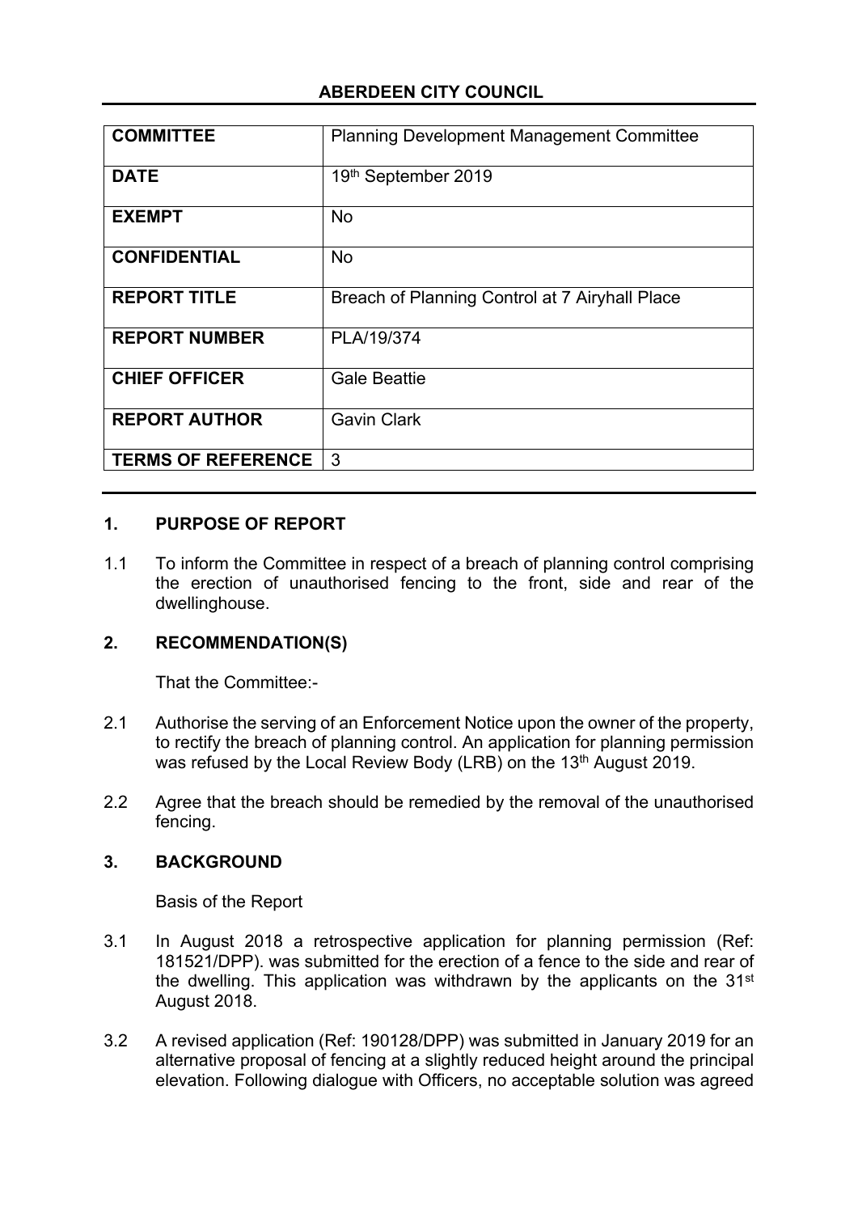## ABERDEEN CITY COUNCIL

| COMMITTEE | Planning Development Management Committee |
|---|---|
| DATE | 19th September 2019 |
| EXEMPT | No |
| CONFIDENTIAL | No |
| REPORT TITLE | Breach of Planning Control at 7 Airyhall Place |
| REPORT NUMBER | PLA/19/374 |
| CHIEF OFFICER | Gale Beattie |
| REPORT AUTHOR | Gavin Clark |
| TERMS OF REFERENCE | 3 |

### 1. PURPOSE OF REPORT

1.1 To inform the Committee in respect of a breach of planning control comprising the erection of unauthorised fencing to the front, side and rear of the dwellinghouse.

### 2. RECOMMENDATION(S)

That the Committee:-

2.1 Authorise the serving of an Enforcement Notice upon the owner of the property, to rectify the breach of planning control. An application for planning permission was refused by the Local Review Body (LRB) on the 13th August 2019.

2.2 Agree that the breach should be remedied by the removal of the unauthorised fencing.

### 3. BACKGROUND

Basis of the Report

3.1 In August 2018 a retrospective application for planning permission (Ref: 181521/DPP). was submitted for the erection of a fence to the side and rear of the dwelling. This application was withdrawn by the applicants on the 31st August 2018.

3.2 A revised application (Ref: 190128/DPP) was submitted in January 2019 for an alternative proposal of fencing at a slightly reduced height around the principal elevation. Following dialogue with Officers, no acceptable solution was agreed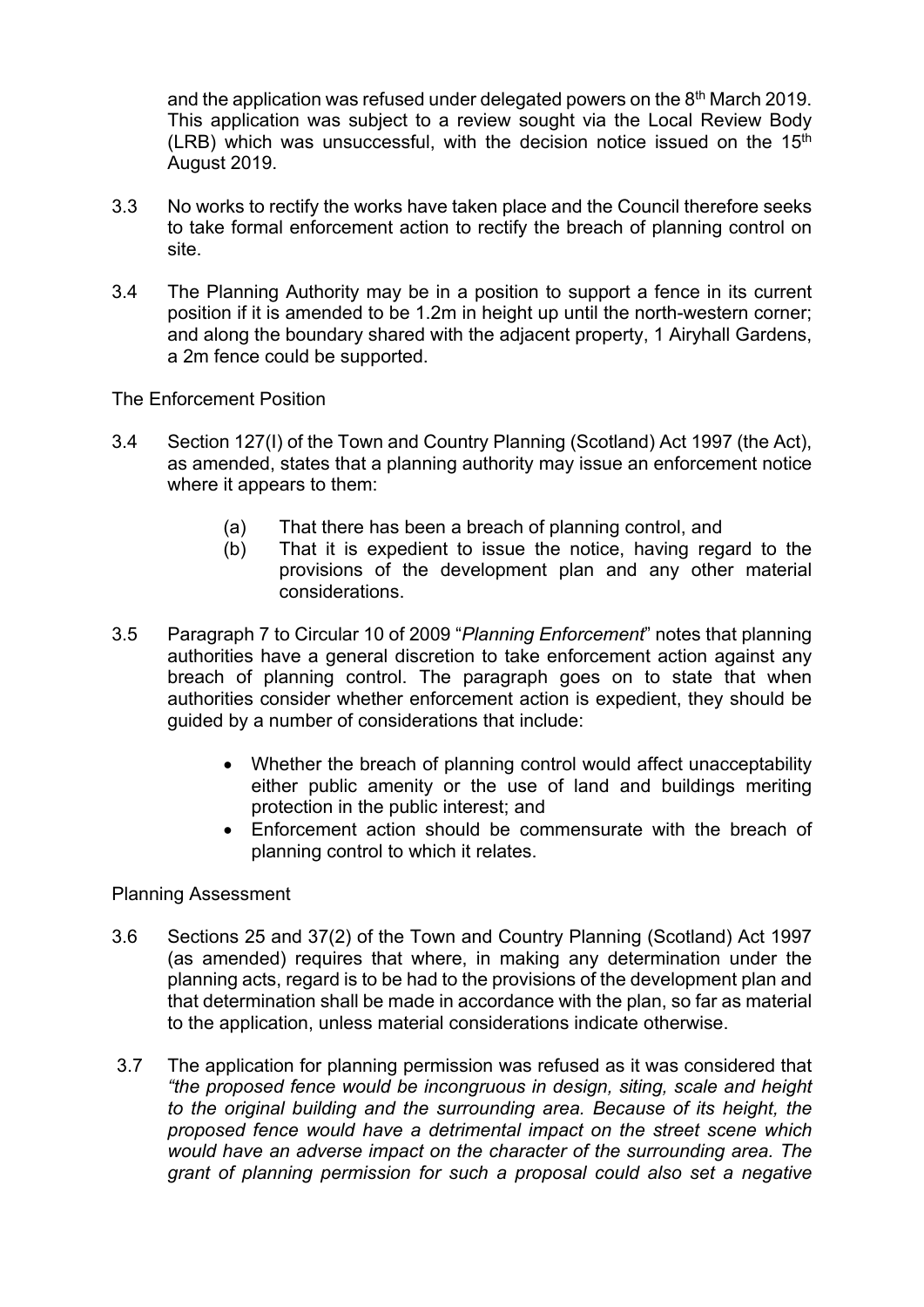and the application was refused under delegated powers on the 8th March 2019. This application was subject to a review sought via the Local Review Body (LRB) which was unsuccessful, with the decision notice issued on the 15th August 2019.

3.3 No works to rectify the works have taken place and the Council therefore seeks to take formal enforcement action to rectify the breach of planning control on site.

3.4 The Planning Authority may be in a position to support a fence in its current position if it is amended to be 1.2m in height up until the north-western corner; and along the boundary shared with the adjacent property, 1 Airyhall Gardens, a 2m fence could be supported.

The Enforcement Position

3.4 Section 127(I) of the Town and Country Planning (Scotland) Act 1997 (the Act), as amended, states that a planning authority may issue an enforcement notice where it appears to them:

(a) That there has been a breach of planning control, and
(b) That it is expedient to issue the notice, having regard to the provisions of the development plan and any other material considerations.

3.5 Paragraph 7 to Circular 10 of 2009 "*Planning Enforcement*" notes that planning authorities have a general discretion to take enforcement action against any breach of planning control. The paragraph goes on to state that when authorities consider whether enforcement action is expedient, they should be guided by a number of considerations that include:

- Whether the breach of planning control would affect unacceptability either public amenity or the use of land and buildings meriting protection in the public interest; and
- Enforcement action should be commensurate with the breach of planning control to which it relates.

Planning Assessment

3.6 Sections 25 and 37(2) of the Town and Country Planning (Scotland) Act 1997 (as amended) requires that where, in making any determination under the planning acts, regard is to be had to the provisions of the development plan and that determination shall be made in accordance with the plan, so far as material to the application, unless material considerations indicate otherwise.

3.7 The application for planning permission was refused as it was considered that *"the proposed fence would be incongruous in design, siting, scale and height to the original building and the surrounding area. Because of its height, the proposed fence would have a detrimental impact on the street scene which would have an adverse impact on the character of the surrounding area. The grant of planning permission for such a proposal could also set a negative*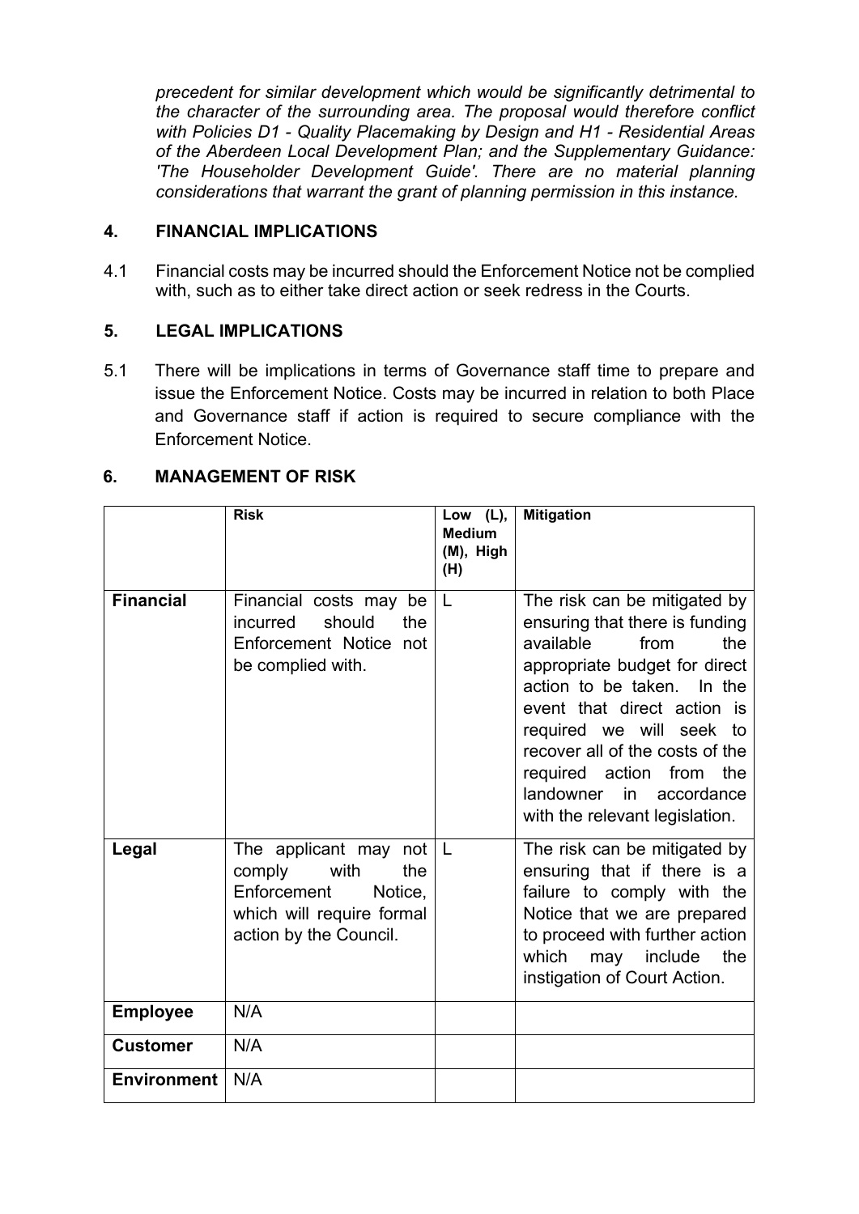*precedent for similar development which would be significantly detrimental to the character of the surrounding area. The proposal would therefore conflict with Policies D1 - Quality Placemaking by Design and H1 - Residential Areas of the Aberdeen Local Development Plan; and the Supplementary Guidance: 'The Householder Development Guide'. There are no material planning considerations that warrant the grant of planning permission in this instance.*

## 4. FINANCIAL IMPLICATIONS

4.1 Financial costs may be incurred should the Enforcement Notice not be complied with, such as to either take direct action or seek redress in the Courts.

## 5. LEGAL IMPLICATIONS

5.1 There will be implications in terms of Governance staff time to prepare and issue the Enforcement Notice. Costs may be incurred in relation to both Place and Governance staff if action is required to secure compliance with the Enforcement Notice.

## 6. MANAGEMENT OF RISK

| | Risk | Low (L), Medium (M), High (H) | Mitigation |
|---|---|---|---|
| **Financial** | Financial costs may be incurred should the Enforcement Notice not be complied with. | L | The risk can be mitigated by ensuring that there is funding available from the appropriate budget for direct action to be taken. In the event that direct action is required we will seek to recover all of the costs of the required action from the landowner in accordance with the relevant legislation. |
| **Legal** | The applicant may not comply with the Enforcement Notice, which will require formal action by the Council. | L | The risk can be mitigated by ensuring that if there is a failure to comply with the Notice that we are prepared to proceed with further action which may include the instigation of Court Action. |
| **Employee** | N/A | | |
| **Customer** | N/A | | |
| **Environment** | N/A | | |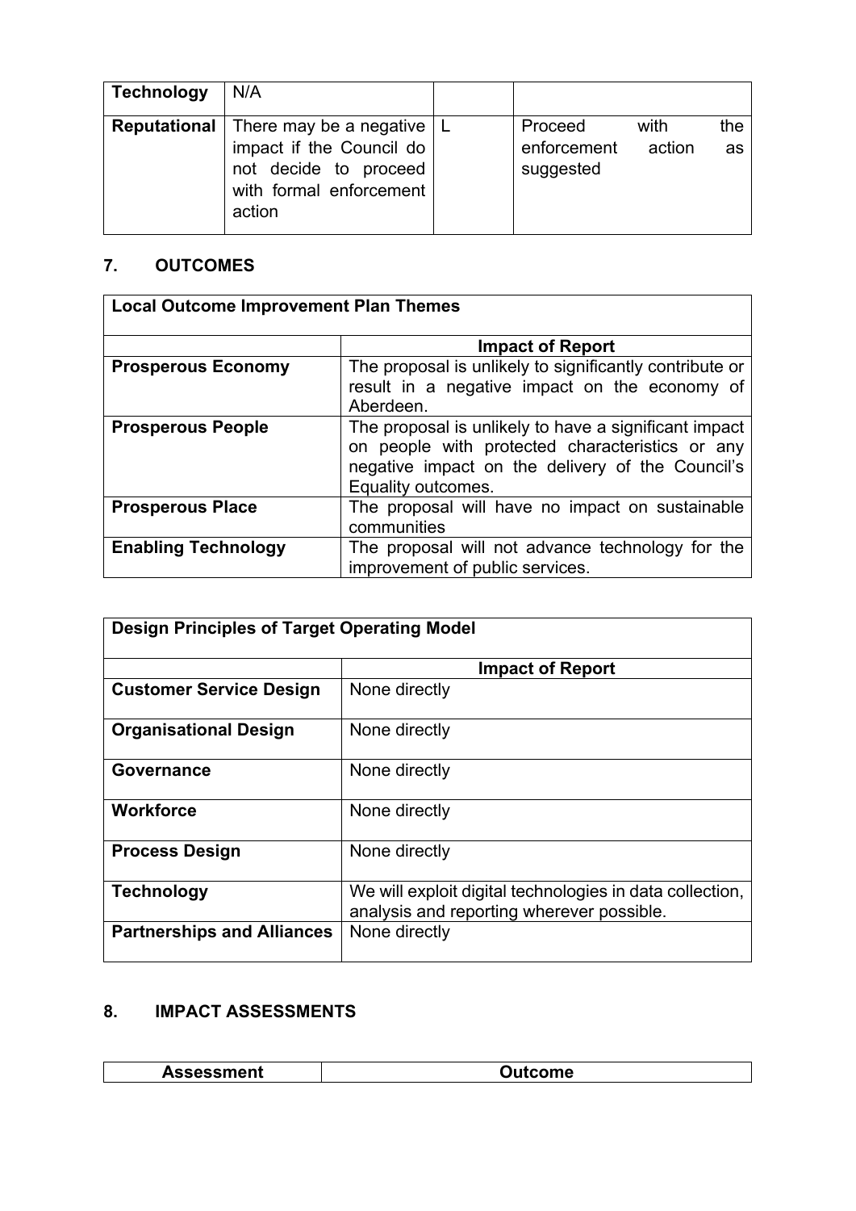| Technology | N/A | | |
|---|---|---|---|
| Reputational | There may be a negative impact if the Council do not decide to proceed with formal enforcement action | L | Proceed with the enforcement action as suggested |

## 7. OUTCOMES

| Local Outcome Improvement Plan Themes | |
|---|---|
| | **Impact of Report** |
| **Prosperous Economy** | The proposal is unlikely to significantly contribute or result in a negative impact on the economy of Aberdeen. |
| **Prosperous People** | The proposal is unlikely to have a significant impact on people with protected characteristics or any negative impact on the delivery of the Council's Equality outcomes. |
| **Prosperous Place** | The proposal will have no impact on sustainable communities |
| **Enabling Technology** | The proposal will not advance technology for the improvement of public services. |

| Design Principles of Target Operating Model | |
|---|---|
| | **Impact of Report** |
| **Customer Service Design** | None directly |
| **Organisational Design** | None directly |
| **Governance** | None directly |
| **Workforce** | None directly |
| **Process Design** | None directly |
| **Technology** | We will exploit digital technologies in data collection, analysis and reporting wherever possible. |
| **Partnerships and Alliances** | None directly |

## 8. IMPACT ASSESSMENTS

| Assessment | Outcome |
|---|---|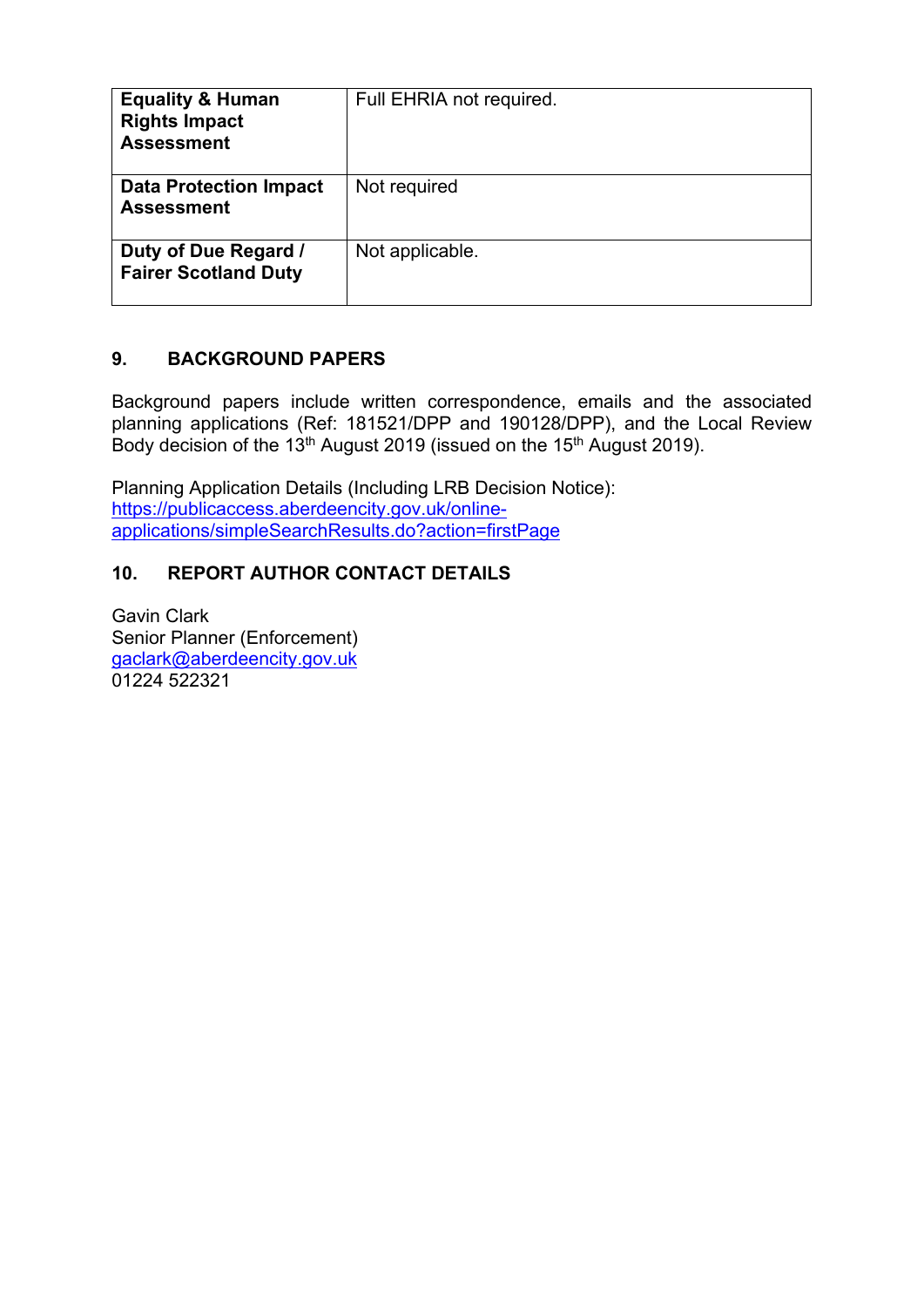| | |
|---|---|
| **Equality & Human Rights Impact Assessment** | Full EHRIA not required. |
| **Data Protection Impact Assessment** | Not required |
| **Duty of Due Regard / Fairer Scotland Duty** | Not applicable. |

## 9. BACKGROUND PAPERS

Background papers include written correspondence, emails and the associated planning applications (Ref: 181521/DPP and 190128/DPP), and the Local Review Body decision of the 13th August 2019 (issued on the 15th August 2019).

Planning Application Details (Including LRB Decision Notice):
https://publicaccess.aberdeencity.gov.uk/online-applications/simpleSearchResults.do?action=firstPage

## 10. REPORT AUTHOR CONTACT DETAILS

Gavin Clark
Senior Planner (Enforcement)
gaclark@aberdeencity.gov.uk
01224 522321